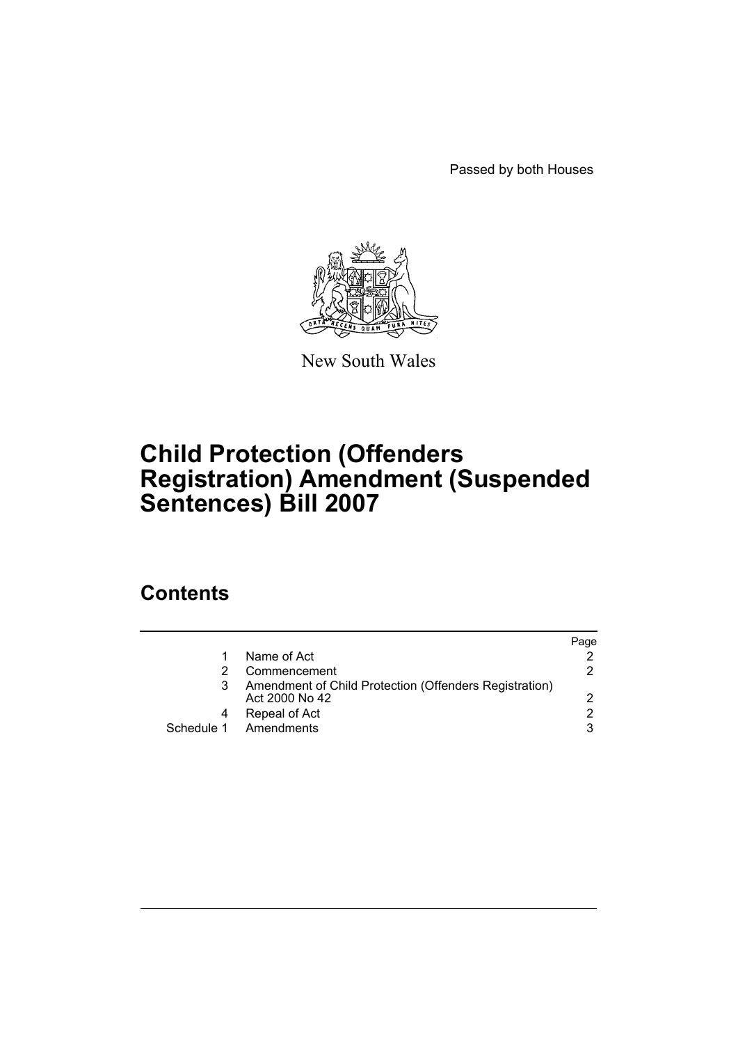Passed by both Houses

New South Wales

# Child Protection (Offenders Registration) Amendment (Suspended Sentences) Bill 2007

## Contents

| | | Page |
|---|---|---|
| 1 | Name of Act | 2 |
| 2 | Commencement | 2 |
| 3 | Amendment of Child Protection (Offenders Registration) Act 2000 No 42 | 2 |
| 4 | Repeal of Act | 2 |
| Schedule 1 | Amendments | 3 |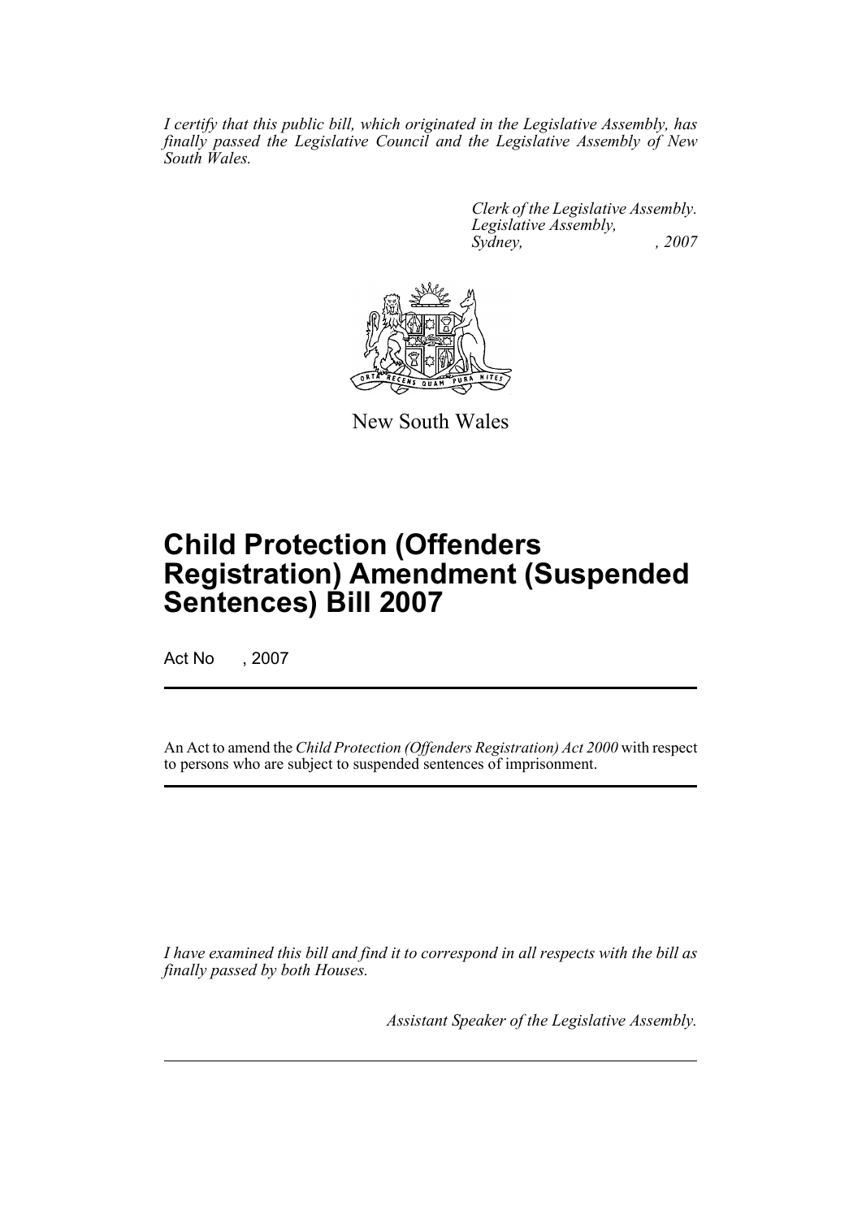*I certify that this public bill, which originated in the Legislative Assembly, has finally passed the Legislative Council and the Legislative Assembly of New South Wales.*

*Clerk of the Legislative Assembly.*
*Legislative Assembly,*
*Sydney, , 2007*

New South Wales

# Child Protection (Offenders Registration) Amendment (Suspended Sentences) Bill 2007

Act No , 2007

An Act to amend the *Child Protection (Offenders Registration) Act 2000* with respect to persons who are subject to suspended sentences of imprisonment.

*I have examined this bill and find it to correspond in all respects with the bill as finally passed by both Houses.*

*Assistant Speaker of the Legislative Assembly.*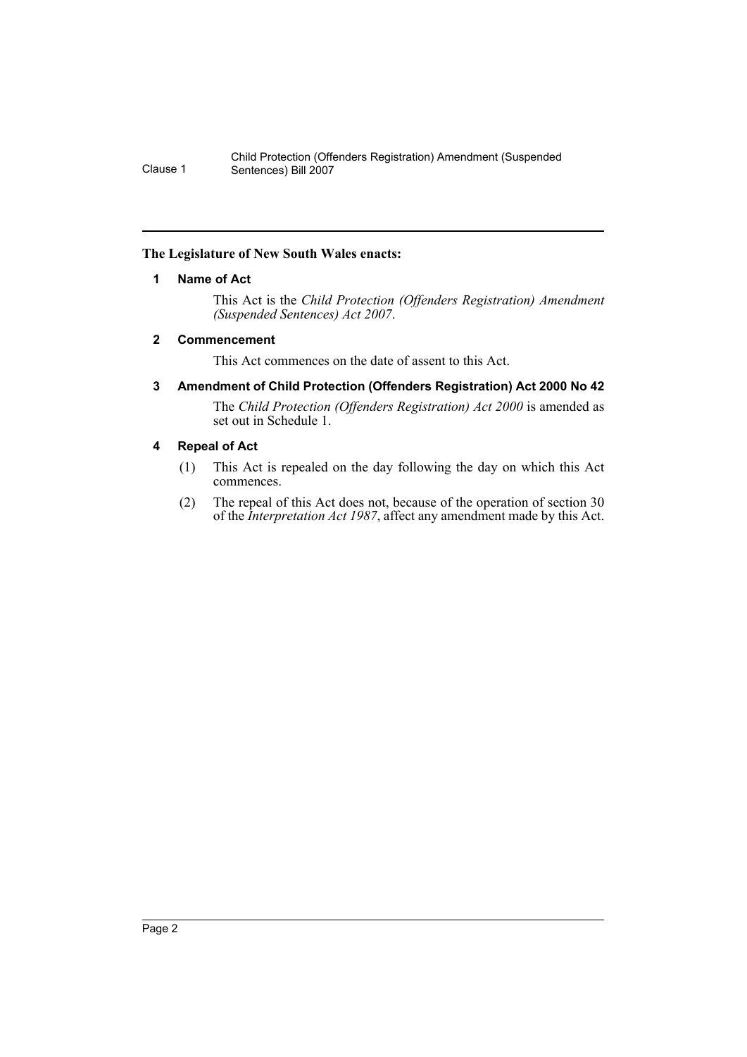**The Legislature of New South Wales enacts:**

### 1 Name of Act

This Act is the *Child Protection (Offenders Registration) Amendment (Suspended Sentences) Act 2007*.

### 2 Commencement

This Act commences on the date of assent to this Act.

### 3 Amendment of Child Protection (Offenders Registration) Act 2000 No 42

The *Child Protection (Offenders Registration) Act 2000* is amended as set out in Schedule 1.

### 4 Repeal of Act

(1) This Act is repealed on the day following the day on which this Act commences.

(2) The repeal of this Act does not, because of the operation of section 30 of the *Interpretation Act 1987*, affect any amendment made by this Act.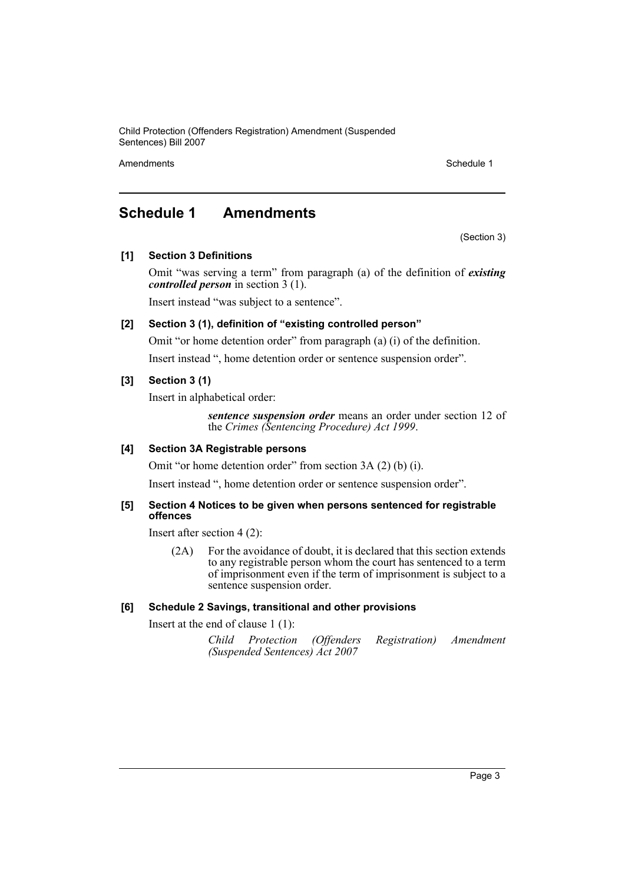# Schedule 1 Amendments

(Section 3)

**[1] Section 3 Definitions**

Omit "was serving a term" from paragraph (a) of the definition of ***existing controlled person*** in section 3 (1).

Insert instead "was subject to a sentence".

**[2] Section 3 (1), definition of "existing controlled person"**

Omit "or home detention order" from paragraph (a) (i) of the definition.

Insert instead ", home detention order or sentence suspension order".

**[3] Section 3 (1)**

Insert in alphabetical order:

> ***sentence suspension order*** means an order under section 12 of the *Crimes (Sentencing Procedure) Act 1999*.

**[4] Section 3A Registrable persons**

Omit "or home detention order" from section 3A (2) (b) (i).

Insert instead ", home detention order or sentence suspension order".

**[5] Section 4 Notices to be given when persons sentenced for registrable offences**

Insert after section 4 (2):

> (2A) For the avoidance of doubt, it is declared that this section extends to any registrable person whom the court has sentenced to a term of imprisonment even if the term of imprisonment is subject to a sentence suspension order.

**[6] Schedule 2 Savings, transitional and other provisions**

Insert at the end of clause 1 (1):

> *Child Protection (Offenders Registration) Amendment (Suspended Sentences) Act 2007*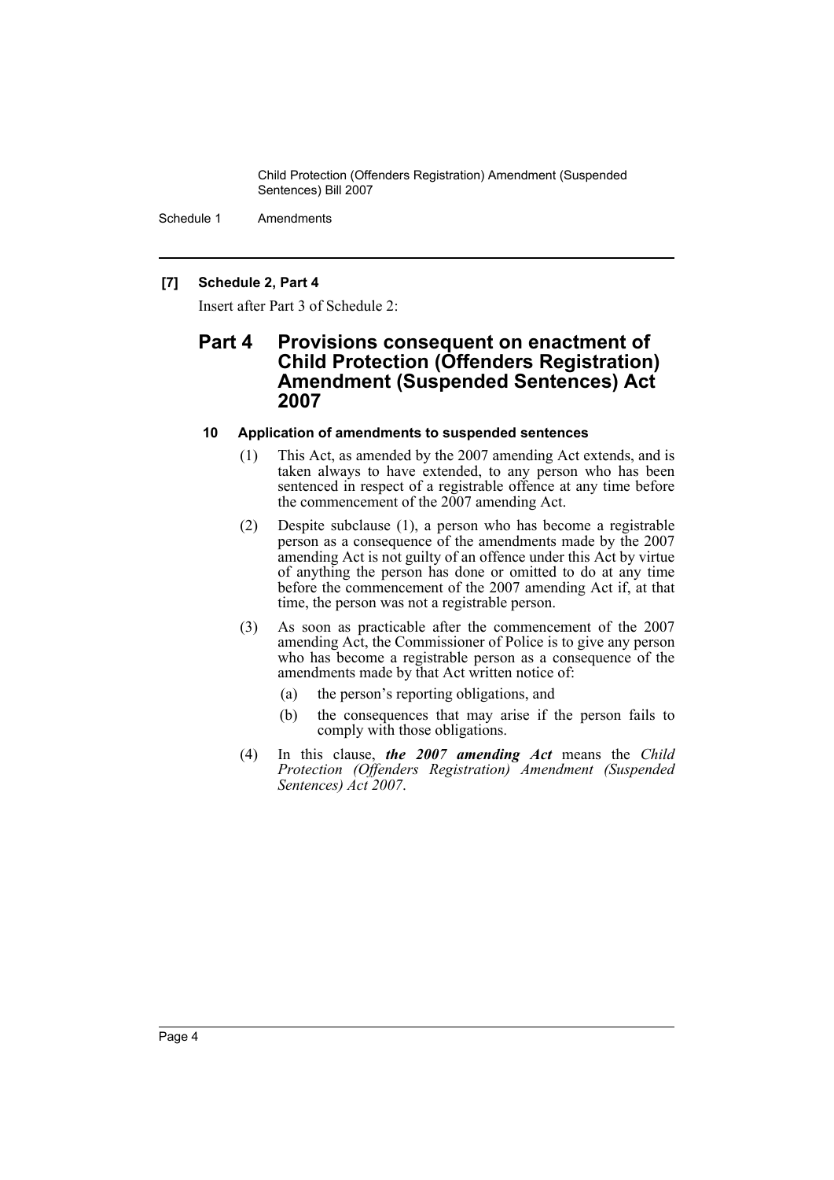**[7] Schedule 2, Part 4**

Insert after Part 3 of Schedule 2:

## Part 4 Provisions consequent on enactment of Child Protection (Offenders Registration) Amendment (Suspended Sentences) Act 2007

### 10 Application of amendments to suspended sentences

(1) This Act, as amended by the 2007 amending Act extends, and is taken always to have extended, to any person who has been sentenced in respect of a registrable offence at any time before the commencement of the 2007 amending Act.

(2) Despite subclause (1), a person who has become a registrable person as a consequence of the amendments made by the 2007 amending Act is not guilty of an offence under this Act by virtue of anything the person has done or omitted to do at any time before the commencement of the 2007 amending Act if, at that time, the person was not a registrable person.

(3) As soon as practicable after the commencement of the 2007 amending Act, the Commissioner of Police is to give any person who has become a registrable person as a consequence of the amendments made by that Act written notice of:

- (a) the person's reporting obligations, and
- (b) the consequences that may arise if the person fails to comply with those obligations.

(4) In this clause, ***the 2007 amending Act*** means the *Child Protection (Offenders Registration) Amendment (Suspended Sentences) Act 2007*.